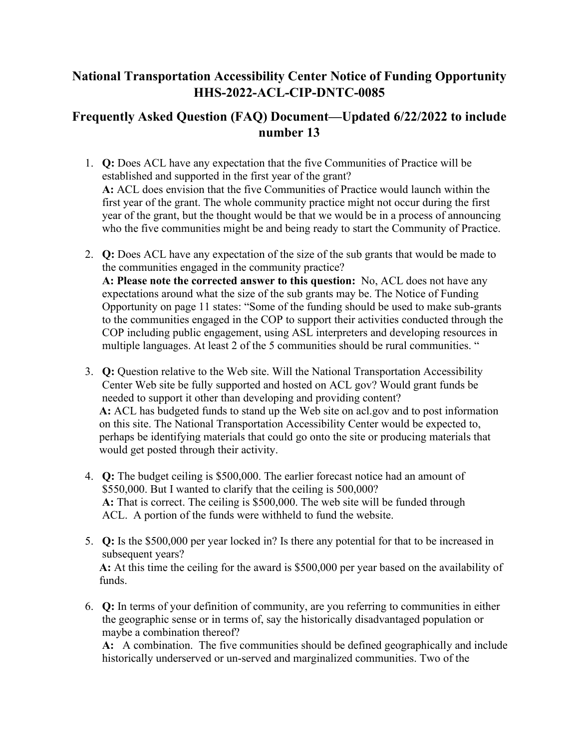# National Transportation Accessibility Center Notice of Funding Opportunity HHS-2022-ACL-CIP-DNTC-0085

## Frequently Asked Question (FAQ) Document—Updated 6/22/2022 to include number 13

1. **Q:** Does ACL have any expectation that the five Communities of Practice will be established and supported in the first year of the grant?
   **A:** ACL does envision that the five Communities of Practice would launch within the first year of the grant. The whole community practice might not occur during the first year of the grant, but the thought would be that we would be in a process of announcing who the five communities might be and being ready to start the Community of Practice.

2. **Q:** Does ACL have any expectation of the size of the sub grants that would be made to the communities engaged in the community practice?
   **A: Please note the corrected answer to this question:** No, ACL does not have any expectations around what the size of the sub grants may be. The Notice of Funding Opportunity on page 11 states: "Some of the funding should be used to make sub-grants to the communities engaged in the COP to support their activities conducted through the COP including public engagement, using ASL interpreters and developing resources in multiple languages. At least 2 of the 5 communities should be rural communities. "

3. **Q:** Question relative to the Web site. Will the National Transportation Accessibility Center Web site be fully supported and hosted on ACL gov? Would grant funds be needed to support it other than developing and providing content?
   **A:** ACL has budgeted funds to stand up the Web site on acl.gov and to post information on this site. The National Transportation Accessibility Center would be expected to, perhaps be identifying materials that could go onto the site or producing materials that would get posted through their activity.

4. **Q:** The budget ceiling is $500,000. The earlier forecast notice had an amount of $550,000. But I wanted to clarify that the ceiling is 500,000?
   **A:** That is correct. The ceiling is $500,000. The web site will be funded through ACL. A portion of the funds were withheld to fund the website.

5. **Q:** Is the $500,000 per year locked in? Is there any potential for that to be increased in subsequent years?
   **A:** At this time the ceiling for the award is $500,000 per year based on the availability of funds.

6. **Q:** In terms of your definition of community, are you referring to communities in either the geographic sense or in terms of, say the historically disadvantaged population or maybe a combination thereof?
   **A:** A combination. The five communities should be defined geographically and include historically underserved or un-served and marginalized communities. Two of the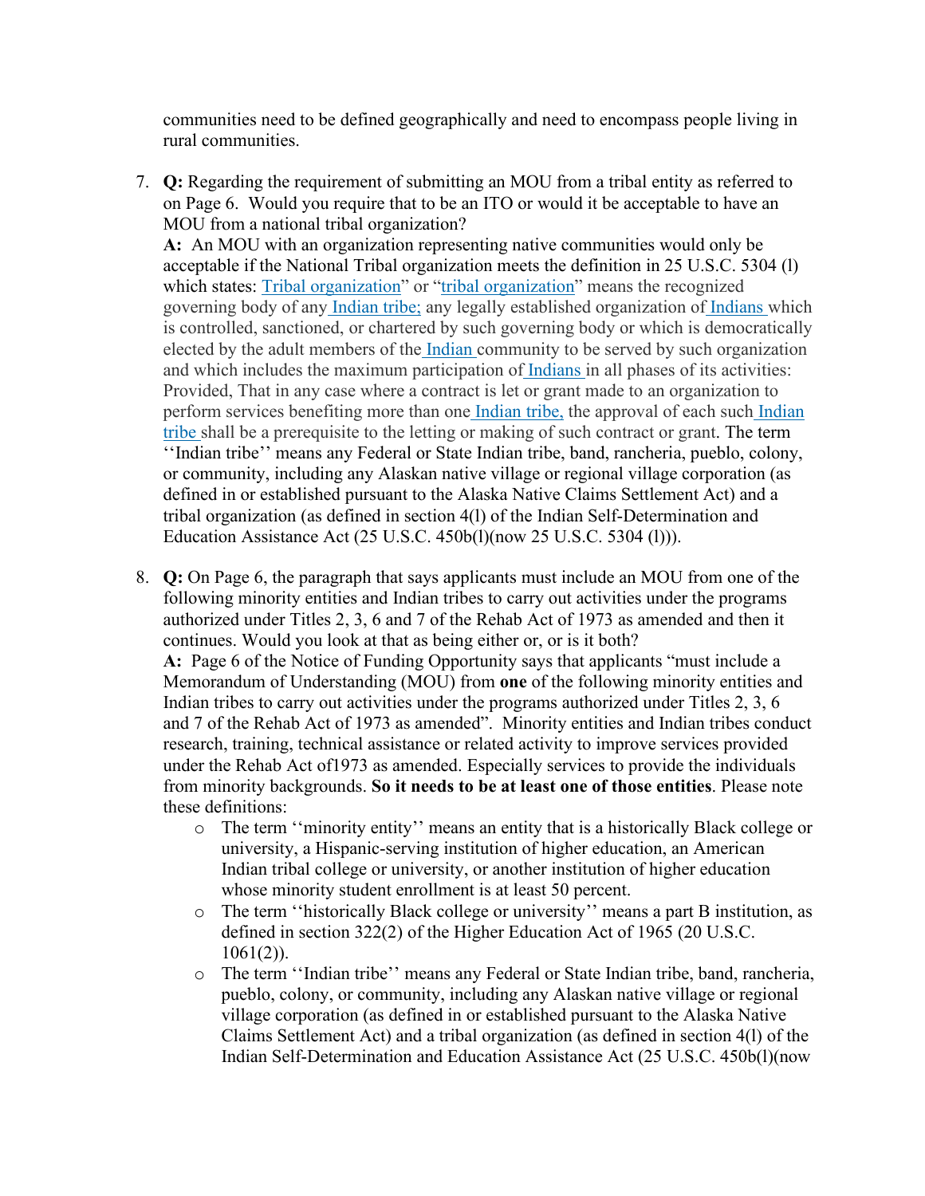communities need to be defined geographically and need to encompass people living in rural communities.

7. **Q:** Regarding the requirement of submitting an MOU from a tribal entity as referred to on Page 6. Would you require that to be an ITO or would it be acceptable to have an MOU from a national tribal organization?
   **A:** An MOU with an organization representing native communities would only be acceptable if the National Tribal organization meets the definition in 25 U.S.C. 5304 (l) which states: Tribal organization" or "tribal organization" means the recognized governing body of any Indian tribe; any legally established organization of Indians which is controlled, sanctioned, or chartered by such governing body or which is democratically elected by the adult members of the Indian community to be served by such organization and which includes the maximum participation of Indians in all phases of its activities: Provided, That in any case where a contract is let or grant made to an organization to perform services benefiting more than one Indian tribe, the approval of each such Indian tribe shall be a prerequisite to the letting or making of such contract or grant. The term ''Indian tribe'' means any Federal or State Indian tribe, band, rancheria, pueblo, colony, or community, including any Alaskan native village or regional village corporation (as defined in or established pursuant to the Alaska Native Claims Settlement Act) and a tribal organization (as defined in section 4(l) of the Indian Self-Determination and Education Assistance Act (25 U.S.C. 450b(l)(now 25 U.S.C. 5304 (l))).

8. **Q:** On Page 6, the paragraph that says applicants must include an MOU from one of the following minority entities and Indian tribes to carry out activities under the programs authorized under Titles 2, 3, 6 and 7 of the Rehab Act of 1973 as amended and then it continues. Would you look at that as being either or, or is it both?
   **A:** Page 6 of the Notice of Funding Opportunity says that applicants "must include a Memorandum of Understanding (MOU) from **one** of the following minority entities and Indian tribes to carry out activities under the programs authorized under Titles 2, 3, 6 and 7 of the Rehab Act of 1973 as amended". Minority entities and Indian tribes conduct research, training, technical assistance or related activity to improve services provided under the Rehab Act of1973 as amended. Especially services to provide the individuals from minority backgrounds. **So it needs to be at least one of those entities**. Please note these definitions:
   - The term ''minority entity'' means an entity that is a historically Black college or university, a Hispanic-serving institution of higher education, an American Indian tribal college or university, or another institution of higher education whose minority student enrollment is at least 50 percent.
   - The term ''historically Black college or university'' means a part B institution, as defined in section 322(2) of the Higher Education Act of 1965 (20 U.S.C. 1061(2)).
   - The term ''Indian tribe'' means any Federal or State Indian tribe, band, rancheria, pueblo, colony, or community, including any Alaskan native village or regional village corporation (as defined in or established pursuant to the Alaska Native Claims Settlement Act) and a tribal organization (as defined in section 4(l) of the Indian Self-Determination and Education Assistance Act (25 U.S.C. 450b(l)(now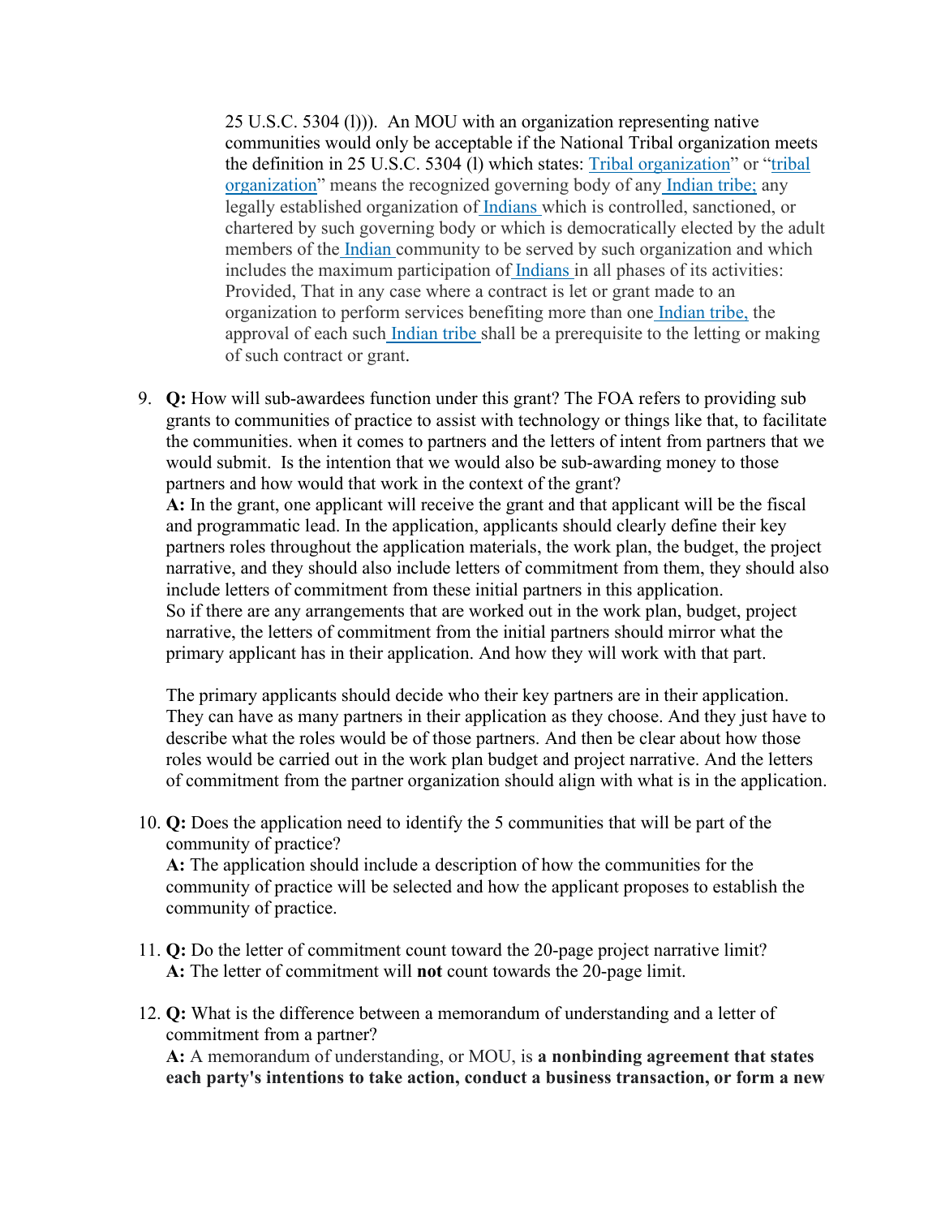25 U.S.C. 5304 (l))). An MOU with an organization representing native communities would only be acceptable if the National Tribal organization meets the definition in 25 U.S.C. 5304 (l) which states: Tribal organization" or "tribal organization" means the recognized governing body of any Indian tribe; any legally established organization of Indians which is controlled, sanctioned, or chartered by such governing body or which is democratically elected by the adult members of the Indian community to be served by such organization and which includes the maximum participation of Indians in all phases of its activities: Provided, That in any case where a contract is let or grant made to an organization to perform services benefiting more than one Indian tribe, the approval of each such Indian tribe shall be a prerequisite to the letting or making of such contract or grant.

9. **Q:** How will sub-awardees function under this grant? The FOA refers to providing sub grants to communities of practice to assist with technology or things like that, to facilitate the communities. when it comes to partners and the letters of intent from partners that we would submit. Is the intention that we would also be sub-awarding money to those partners and how would that work in the context of the grant?
   **A:** In the grant, one applicant will receive the grant and that applicant will be the fiscal and programmatic lead. In the application, applicants should clearly define their key partners roles throughout the application materials, the work plan, the budget, the project narrative, and they should also include letters of commitment from them, they should also include letters of commitment from these initial partners in this application.
   So if there are any arrangements that are worked out in the work plan, budget, project narrative, the letters of commitment from the initial partners should mirror what the primary applicant has in their application. And how they will work with that part.

   The primary applicants should decide who their key partners are in their application. They can have as many partners in their application as they choose. And they just have to describe what the roles would be of those partners. And then be clear about how those roles would be carried out in the work plan budget and project narrative. And the letters of commitment from the partner organization should align with what is in the application.

10. **Q:** Does the application need to identify the 5 communities that will be part of the community of practice?
    **A:** The application should include a description of how the communities for the community of practice will be selected and how the applicant proposes to establish the community of practice.

11. **Q:** Do the letter of commitment count toward the 20-page project narrative limit?
    **A:** The letter of commitment will **not** count towards the 20-page limit.

12. **Q:** What is the difference between a memorandum of understanding and a letter of commitment from a partner?
    **A:** A memorandum of understanding, or MOU, is **a nonbinding agreement that states each party's intentions to take action, conduct a business transaction, or form a new**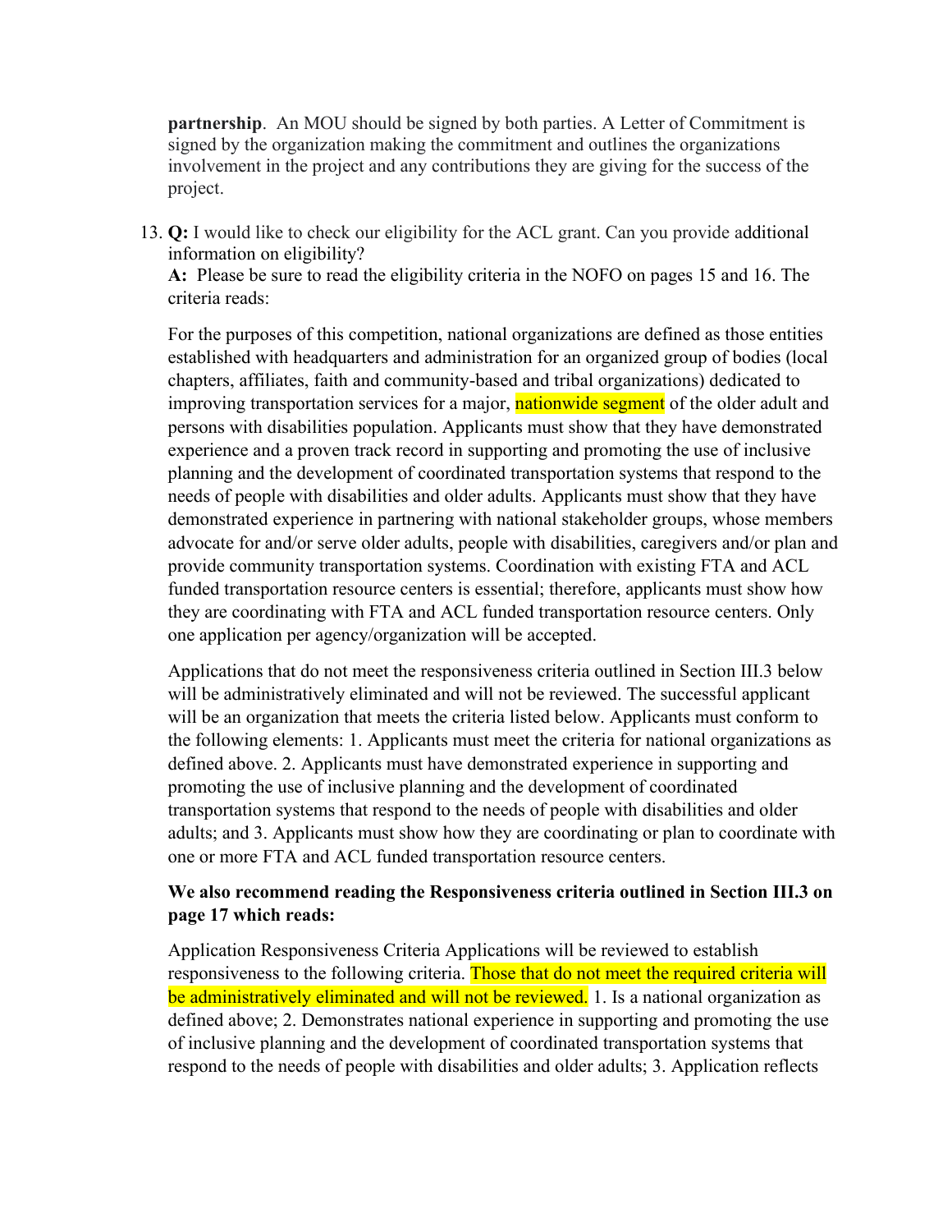**partnership**. An MOU should be signed by both parties. A Letter of Commitment is signed by the organization making the commitment and outlines the organizations involvement in the project and any contributions they are giving for the success of the project.

13. **Q:** I would like to check our eligibility for the ACL grant. Can you provide additional information on eligibility?
    **A:** Please be sure to read the eligibility criteria in the NOFO on pages 15 and 16. The criteria reads:

    For the purposes of this competition, national organizations are defined as those entities established with headquarters and administration for an organized group of bodies (local chapters, affiliates, faith and community-based and tribal organizations) dedicated to improving transportation services for a major, nationwide segment of the older adult and persons with disabilities population. Applicants must show that they have demonstrated experience and a proven track record in supporting and promoting the use of inclusive planning and the development of coordinated transportation systems that respond to the needs of people with disabilities and older adults. Applicants must show that they have demonstrated experience in partnering with national stakeholder groups, whose members advocate for and/or serve older adults, people with disabilities, caregivers and/or plan and provide community transportation systems. Coordination with existing FTA and ACL funded transportation resource centers is essential; therefore, applicants must show how they are coordinating with FTA and ACL funded transportation resource centers. Only one application per agency/organization will be accepted.

    Applications that do not meet the responsiveness criteria outlined in Section III.3 below will be administratively eliminated and will not be reviewed. The successful applicant will be an organization that meets the criteria listed below. Applicants must conform to the following elements: 1. Applicants must meet the criteria for national organizations as defined above. 2. Applicants must have demonstrated experience in supporting and promoting the use of inclusive planning and the development of coordinated transportation systems that respond to the needs of people with disabilities and older adults; and 3. Applicants must show how they are coordinating or plan to coordinate with one or more FTA and ACL funded transportation resource centers.

    **We also recommend reading the Responsiveness criteria outlined in Section III.3 on page 17 which reads:**

    Application Responsiveness Criteria Applications will be reviewed to establish responsiveness to the following criteria. Those that do not meet the required criteria will be administratively eliminated and will not be reviewed. 1. Is a national organization as defined above; 2. Demonstrates national experience in supporting and promoting the use of inclusive planning and the development of coordinated transportation systems that respond to the needs of people with disabilities and older adults; 3. Application reflects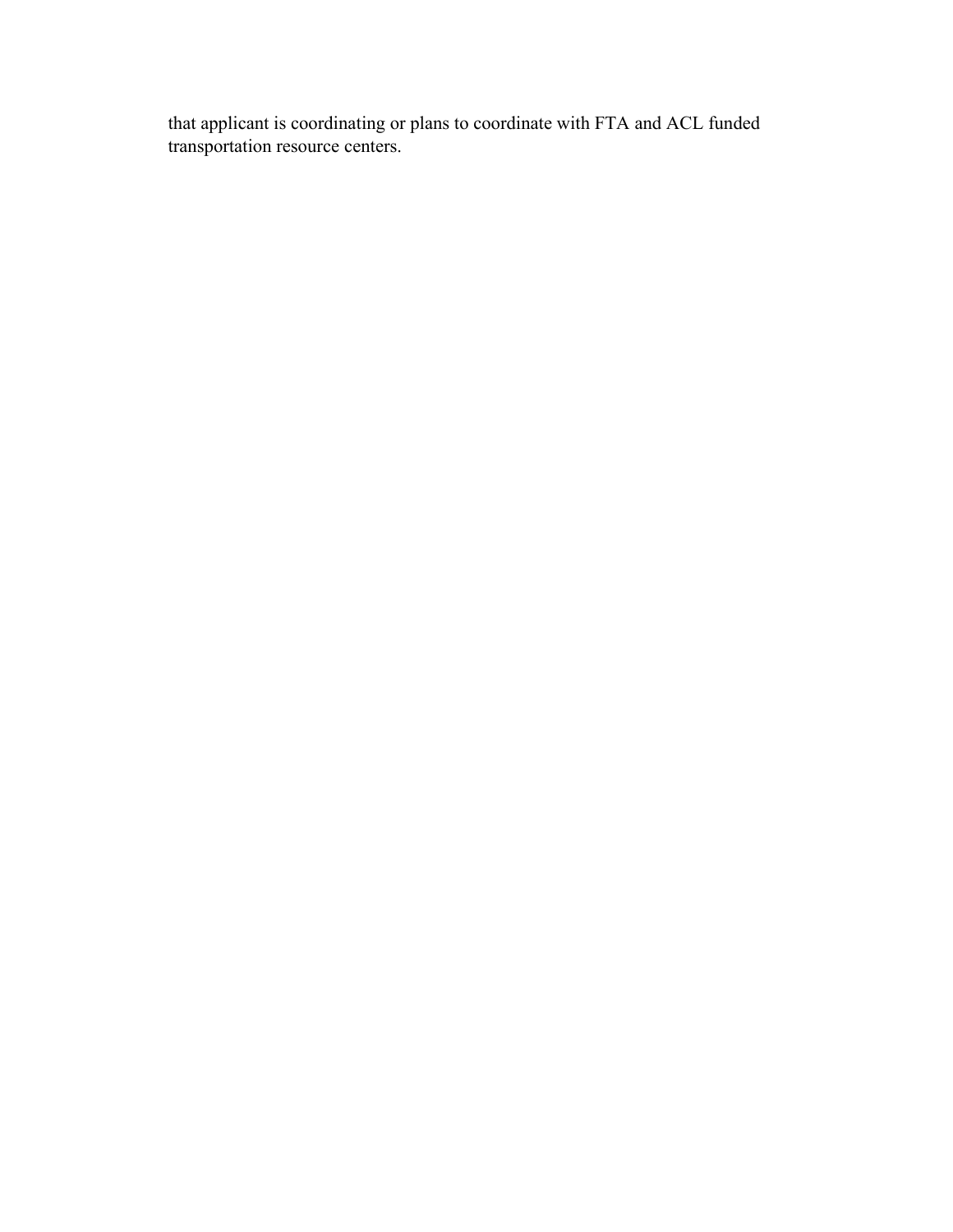that applicant is coordinating or plans to coordinate with FTA and ACL funded transportation resource centers.